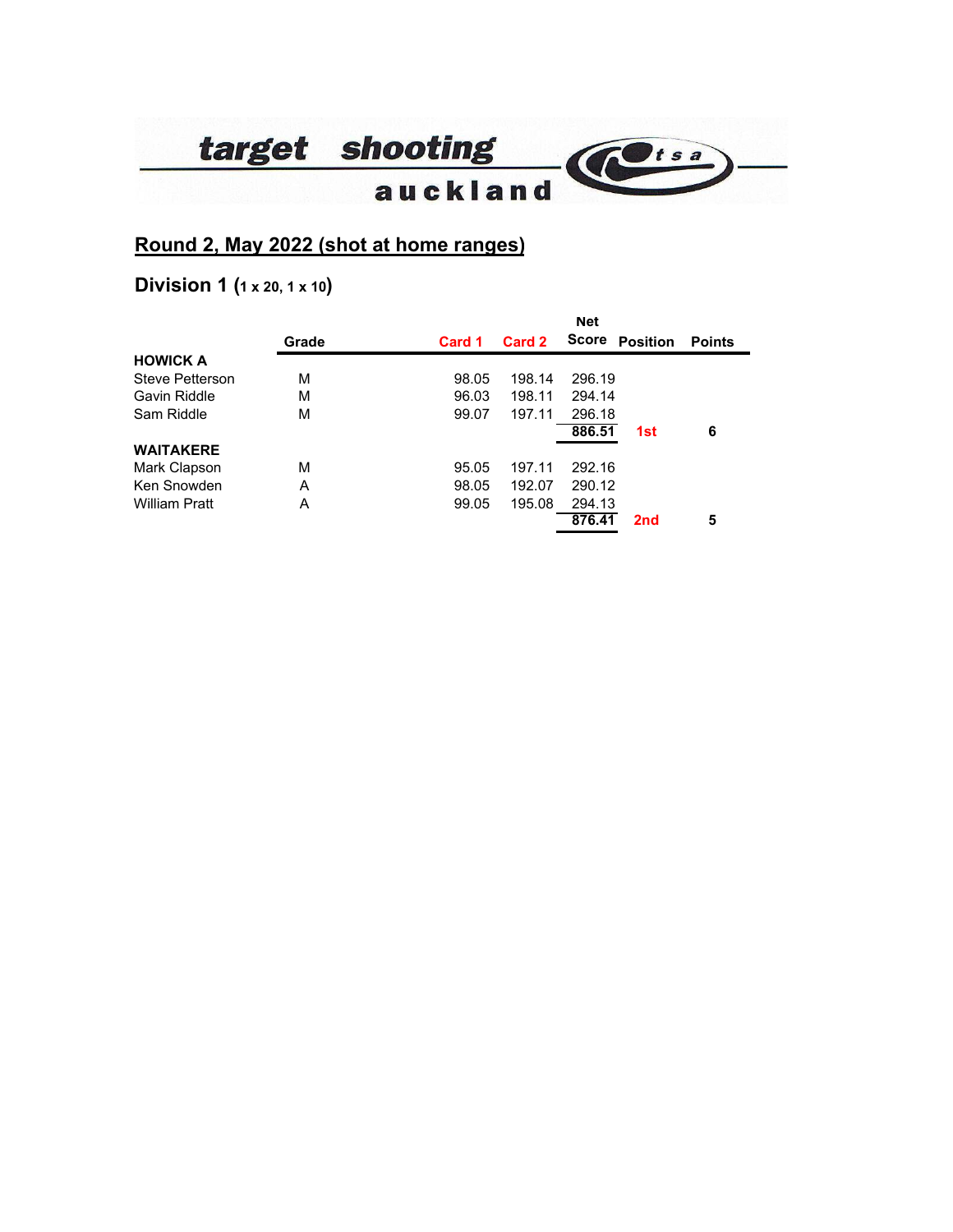target shooting auckland tsa

## Round 2, May 2022 (shot at home ranges)

### Division 1 (1 x 20, 1 x 10)

| | Grade | Card 1 | Card 2 | Net Score | Position | Points |
|---|---|---|---|---|---|---|
| **HOWICK A** | | | | | | |
| Steve Petterson | M | 98.05 | 198.14 | 296.19 | | |
| Gavin Riddle | M | 96.03 | 198.11 | 294.14 | | |
| Sam Riddle | M | 99.07 | 197.11 | 296.18 | | |
| | | | | **886.51** | **1st** | **6** |
| **WAITAKERE** | | | | | | |
| Mark Clapson | M | 95.05 | 197.11 | 292.16 | | |
| Ken Snowden | A | 98.05 | 192.07 | 290.12 | | |
| William Pratt | A | 99.05 | 195.08 | 294.13 | | |
| | | | | **876.41** | **2nd** | **5** |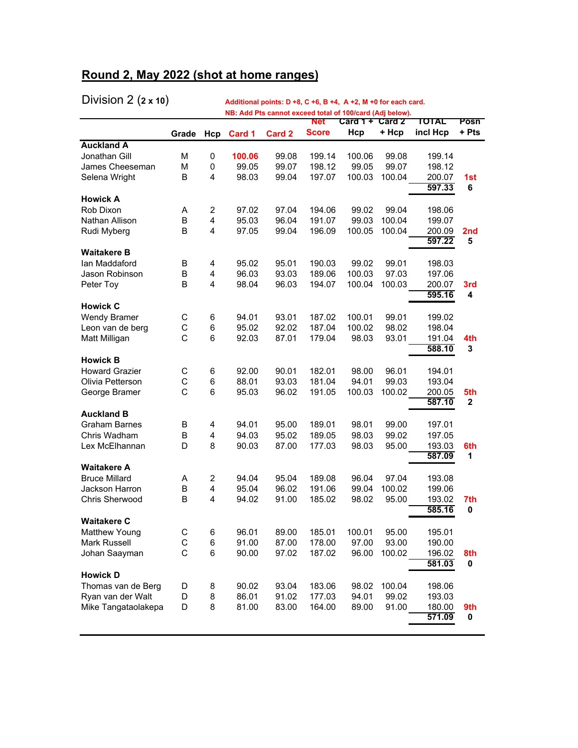## Round 2, May 2022 (shot at home ranges)

Division 2 (**2 x 10**)

**Additional points: D +8, C +6, B +4, A +2, M +0 for each card.**
**NB: Add Pts cannot exceed total of 100/card (Adj below).**

| | Grade | Hcp | Card 1 | Card 2 | Net Score | Card 1 + Hcp | Card 2 + Hcp | TOTAL incl Hcp | Posn + Pts |
|---|---|---|---|---|---|---|---|---|---|
| **Auckland A** | | | | | | | | | |
| Jonathan Gill | M | 0 | **100.06** | 99.08 | 199.14 | 100.06 | 99.08 | 199.14 | |
| James Cheeseman | M | 0 | 99.05 | 99.07 | 198.12 | 99.05 | 99.07 | 198.12 | |
| Selena Wright | B | 4 | 98.03 | 99.04 | 197.07 | 100.03 | 100.04 | 200.07 | **1st** |
| | | | | | | | | **597.33** | **6** |
| **Howick A** | | | | | | | | | |
| Rob Dixon | A | 2 | 97.02 | 97.04 | 194.06 | 99.02 | 99.04 | 198.06 | |
| Nathan Allison | B | 4 | 95.03 | 96.04 | 191.07 | 99.03 | 100.04 | 199.07 | |
| Rudi Myberg | B | 4 | 97.05 | 99.04 | 196.09 | 100.05 | 100.04 | 200.09 | **2nd** |
| | | | | | | | | **597.22** | **5** |
| **Waitakere B** | | | | | | | | | |
| Ian Maddaford | B | 4 | 95.02 | 95.01 | 190.03 | 99.02 | 99.01 | 198.03 | |
| Jason Robinson | B | 4 | 96.03 | 93.03 | 189.06 | 100.03 | 97.03 | 197.06 | |
| Peter Toy | B | 4 | 98.04 | 96.03 | 194.07 | 100.04 | 100.03 | 200.07 | **3rd** |
| | | | | | | | | **595.16** | **4** |
| **Howick C** | | | | | | | | | |
| Wendy Bramer | C | 6 | 94.01 | 93.01 | 187.02 | 100.01 | 99.01 | 199.02 | |
| Leon van de berg | C | 6 | 95.02 | 92.02 | 187.04 | 100.02 | 98.02 | 198.04 | |
| Matt Milligan | C | 6 | 92.03 | 87.01 | 179.04 | 98.03 | 93.01 | 191.04 | **4th** |
| | | | | | | | | **588.10** | **3** |
| **Howick B** | | | | | | | | | |
| Howard Grazier | C | 6 | 92.00 | 90.01 | 182.01 | 98.00 | 96.01 | 194.01 | |
| Olivia Petterson | C | 6 | 88.01 | 93.03 | 181.04 | 94.01 | 99.03 | 193.04 | |
| George Bramer | C | 6 | 95.03 | 96.02 | 191.05 | 100.03 | 100.02 | 200.05 | **5th** |
| | | | | | | | | **587.10** | **2** |
| **Auckland B** | | | | | | | | | |
| Graham Barnes | B | 4 | 94.01 | 95.00 | 189.01 | 98.01 | 99.00 | 197.01 | |
| Chris Wadham | B | 4 | 94.03 | 95.02 | 189.05 | 98.03 | 99.02 | 197.05 | |
| Lex McElhannan | D | 8 | 90.03 | 87.00 | 177.03 | 98.03 | 95.00 | 193.03 | **6th** |
| | | | | | | | | **587.09** | **1** |
| **Waitakere A** | | | | | | | | | |
| Bruce Millard | A | 2 | 94.04 | 95.04 | 189.08 | 96.04 | 97.04 | 193.08 | |
| Jackson Harron | B | 4 | 95.04 | 96.02 | 191.06 | 99.04 | 100.02 | 199.06 | |
| Chris Sherwood | B | 4 | 94.02 | 91.00 | 185.02 | 98.02 | 95.00 | 193.02 | **7th** |
| | | | | | | | | **585.16** | **0** |
| **Waitakere C** | | | | | | | | | |
| Matthew Young | C | 6 | 96.01 | 89.00 | 185.01 | 100.01 | 95.00 | 195.01 | |
| Mark Russell | C | 6 | 91.00 | 87.00 | 178.00 | 97.00 | 93.00 | 190.00 | |
| Johan Saayman | C | 6 | 90.00 | 97.02 | 187.02 | 96.00 | 100.02 | 196.02 | **8th** |
| | | | | | | | | **581.03** | **0** |
| **Howick D** | | | | | | | | | |
| Thomas van de Berg | D | 8 | 90.02 | 93.04 | 183.06 | 98.02 | 100.04 | 198.06 | |
| Ryan van der Walt | D | 8 | 86.01 | 91.02 | 177.03 | 94.01 | 99.02 | 193.03 | |
| Mike Tangataolakepa | D | 8 | 81.00 | 83.00 | 164.00 | 89.00 | 91.00 | 180.00 | **9th** |
| | | | | | | | | **571.09** | **0** |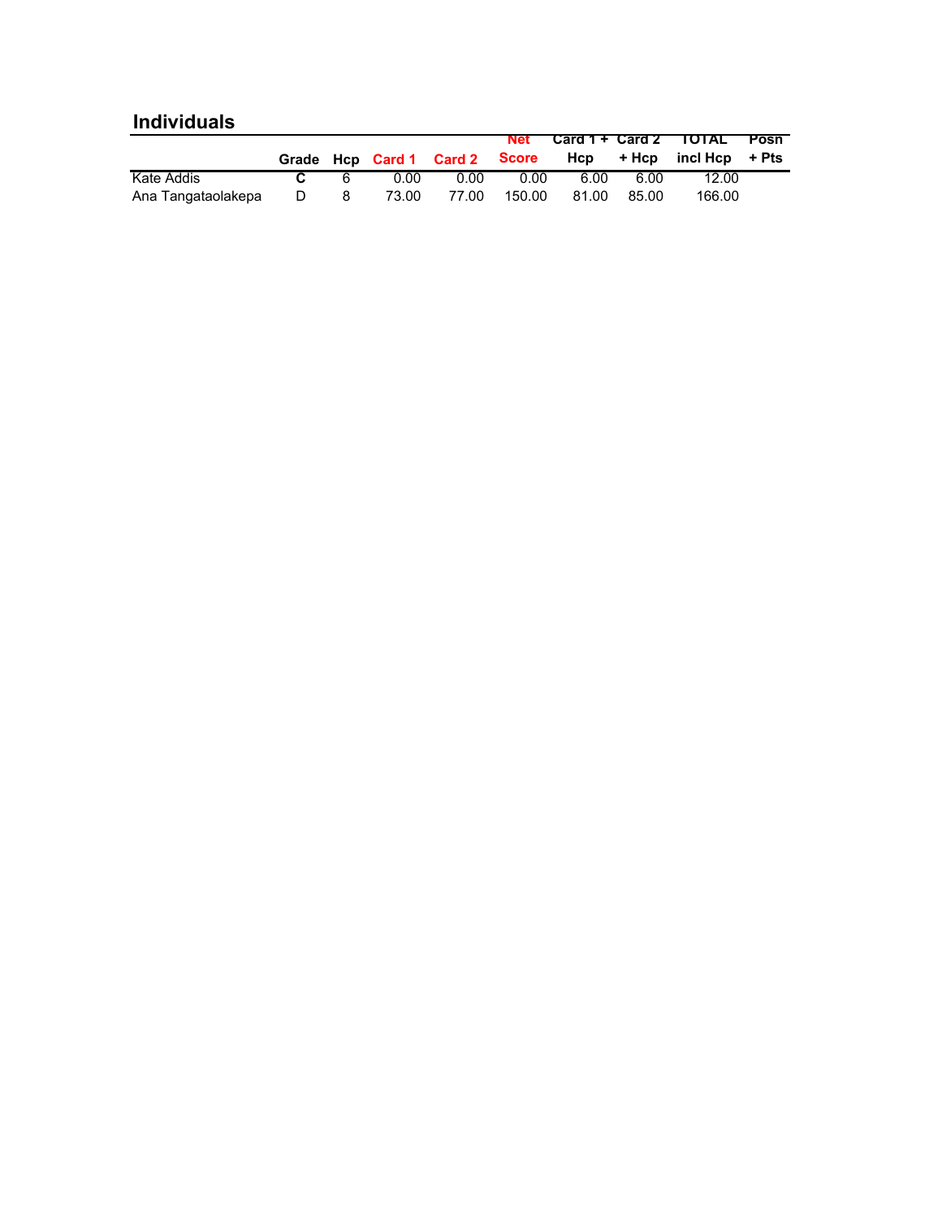## Individuals

| | Grade | Hcp | Card 1 | Card 2 | Net Score | Card 1 + Hcp | Card 2 + Hcp | TOTAL incl Hcp | Posn + Pts |
|---|---|---|---|---|---|---|---|---|---|
| Kate Addis | **C** | 6 | 0.00 | 0.00 | 0.00 | 6.00 | 6.00 | 12.00 | |
| Ana Tangataolakepa | D | 8 | 73.00 | 77.00 | 150.00 | 81.00 | 85.00 | 166.00 | |